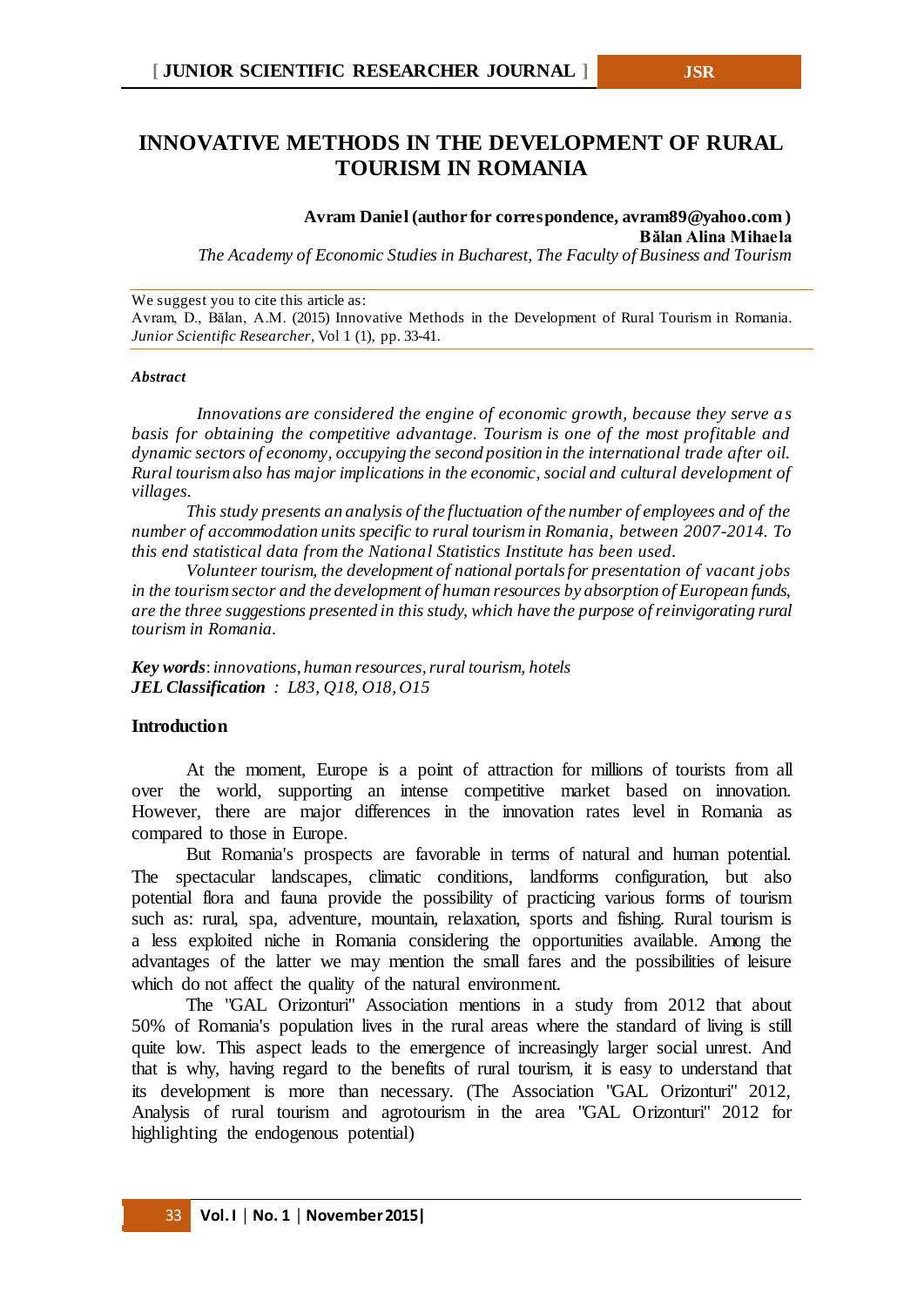# INNOVATIVE METHODS IN THE DEVELOPMENT OF RURAL TOURISM IN ROMANIA

**Avram Daniel (author for correspondence, avram89@yahoo.com)**
**Bălan Alina Mihaela**
*The Academy of Economic Studies in Bucharest, The Faculty of Business and Tourism*

We suggest you to cite this article as:
Avram, D., Bălan, A.M. (2015) Innovative Methods in the Development of Rural Tourism in Romania. *Junior Scientific Researcher*, Vol 1 (1), pp. 33-41.

***Abstract***

*Innovations are considered the engine of economic growth, because they serve as basis for obtaining the competitive advantage. Tourism is one of the most profitable and dynamic sectors of economy, occupying the second position in the international trade after oil. Rural tourism also has major implications in the economic, social and cultural development of villages.*

*This study presents an analysis of the fluctuation of the number of employees and of the number of accommodation units specific to rural tourism in Romania, between 2007-2014. To this end statistical data from the National Statistics Institute has been used.*

*Volunteer tourism, the development of national portals for presentation of vacant jobs in the tourism sector and the development of human resources by absorption of European funds, are the three suggestions presented in this study, which have the purpose of reinvigorating rural tourism in Romania.*

***Key words***: *innovations, human resources, rural tourism, hotels*
***JEL Classification*** *: L83, Q18, O18, O15*

## Introduction

At the moment, Europe is a point of attraction for millions of tourists from all over the world, supporting an intense competitive market based on innovation. However, there are major differences in the innovation rates level in Romania as compared to those in Europe.

But Romania's prospects are favorable in terms of natural and human potential. The spectacular landscapes, climatic conditions, landforms configuration, but also potential flora and fauna provide the possibility of practicing various forms of tourism such as: rural, spa, adventure, mountain, relaxation, sports and fishing. Rural tourism is a less exploited niche in Romania considering the opportunities available. Among the advantages of the latter we may mention the small fares and the possibilities of leisure which do not affect the quality of the natural environment.

The "GAL Orizonturi" Association mentions in a study from 2012 that about 50% of Romania's population lives in the rural areas where the standard of living is still quite low. This aspect leads to the emergence of increasingly larger social unrest. And that is why, having regard to the benefits of rural tourism, it is easy to understand that its development is more than necessary. (The Association "GAL Orizonturi" 2012, Analysis of rural tourism and agrotourism in the area "GAL Orizonturi" 2012 for highlighting the endogenous potential)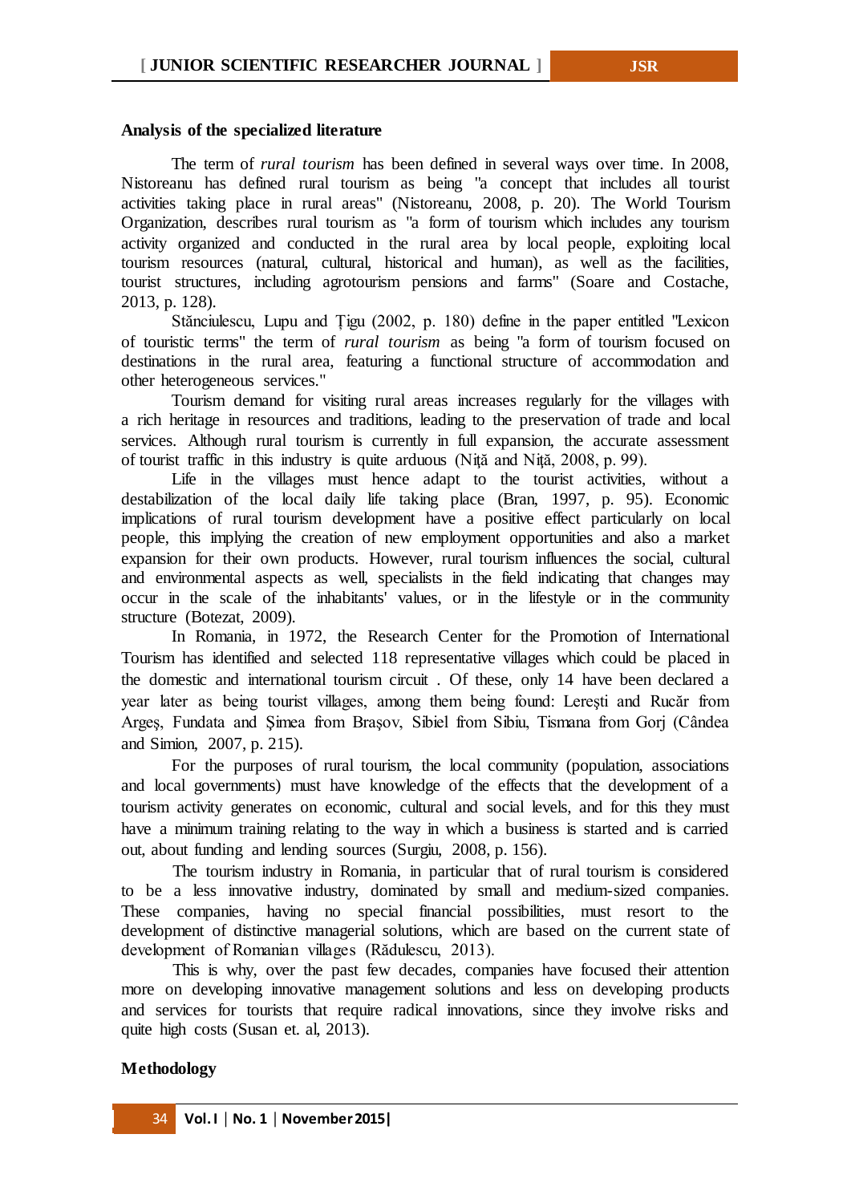## Analysis of the specialized literature

The term of *rural tourism* has been defined in several ways over time. In 2008, Nistoreanu has defined rural tourism as being "a concept that includes all tourist activities taking place in rural areas" (Nistoreanu, 2008, p. 20). The World Tourism Organization, describes rural tourism as "a form of tourism which includes any tourism activity organized and conducted in the rural area by local people, exploiting local tourism resources (natural, cultural, historical and human), as well as the facilities, tourist structures, including agrotourism pensions and farms" (Soare and Costache, 2013, p. 128).

Stănciulescu, Lupu and Țigu (2002, p. 180) define in the paper entitled "Lexicon of touristic terms" the term of *rural tourism* as being "a form of tourism focused on destinations in the rural area, featuring a functional structure of accommodation and other heterogeneous services."

Tourism demand for visiting rural areas increases regularly for the villages with a rich heritage in resources and traditions, leading to the preservation of trade and local services. Although rural tourism is currently in full expansion, the accurate assessment of tourist traffic in this industry is quite arduous (Niță and Niță, 2008, p. 99).

Life in the villages must hence adapt to the tourist activities, without a destabilization of the local daily life taking place (Bran, 1997, p. 95). Economic implications of rural tourism development have a positive effect particularly on local people, this implying the creation of new employment opportunities and also a market expansion for their own products. However, rural tourism influences the social, cultural and environmental aspects as well, specialists in the field indicating that changes may occur in the scale of the inhabitants' values, or in the lifestyle or in the community structure (Botezat, 2009).

In Romania, in 1972, the Research Center for the Promotion of International Tourism has identified and selected 118 representative villages which could be placed in the domestic and international tourism circuit . Of these, only 14 have been declared a year later as being tourist villages, among them being found: Lerești and Rucăr from Argeş, Fundata and Şimea from Braşov, Sibiel from Sibiu, Tismana from Gorj (Cândea and Simion, 2007, p. 215).

For the purposes of rural tourism, the local community (population, associations and local governments) must have knowledge of the effects that the development of a tourism activity generates on economic, cultural and social levels, and for this they must have a minimum training relating to the way in which a business is started and is carried out, about funding and lending sources (Surgiu, 2008, p. 156).

The tourism industry in Romania, in particular that of rural tourism is considered to be a less innovative industry, dominated by small and medium-sized companies. These companies, having no special financial possibilities, must resort to the development of distinctive managerial solutions, which are based on the current state of development of Romanian villages (Rădulescu, 2013).

This is why, over the past few decades, companies have focused their attention more on developing innovative management solutions and less on developing products and services for tourists that require radical innovations, since they involve risks and quite high costs (Susan et. al, 2013).

## Methodology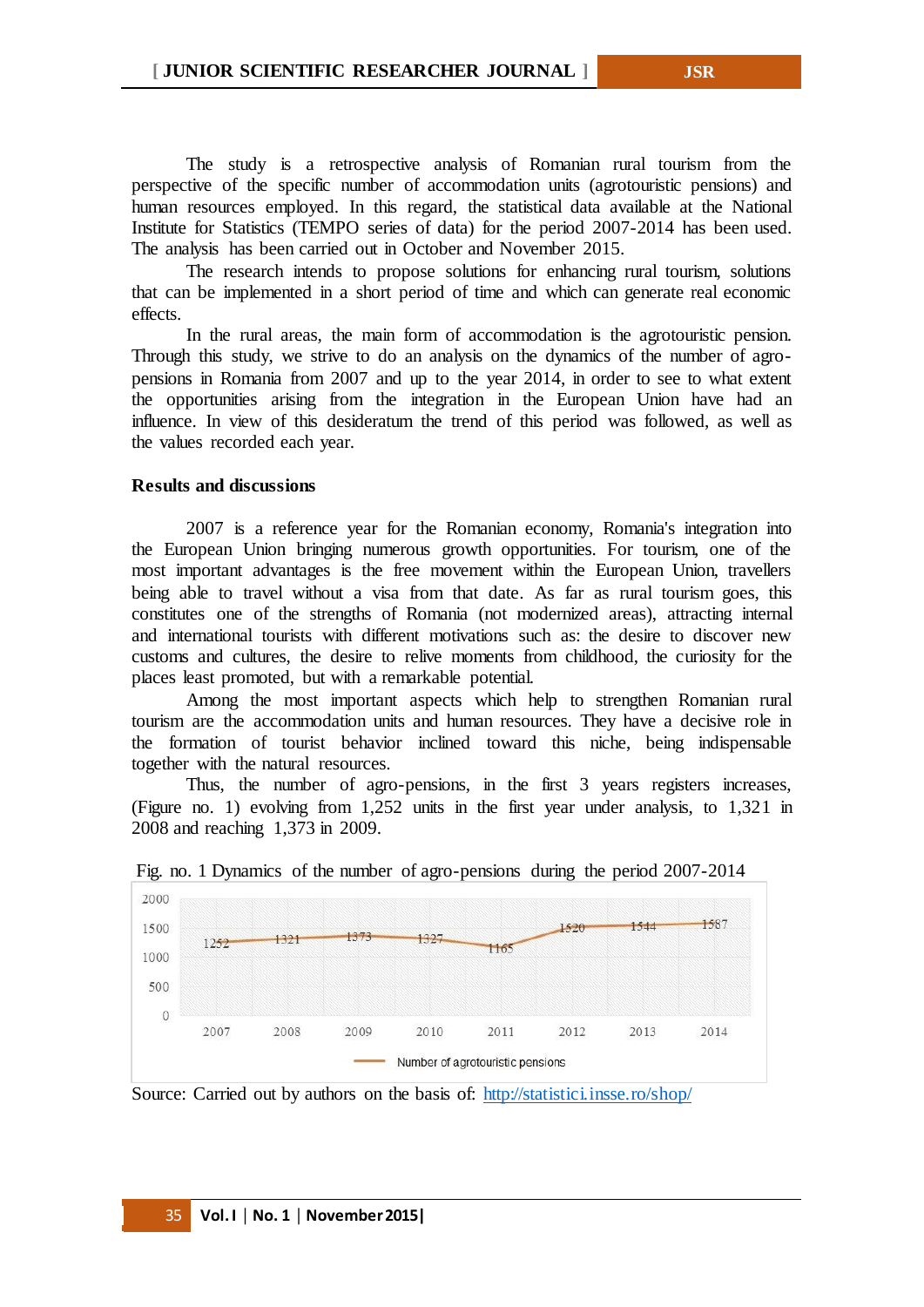The study is a retrospective analysis of Romanian rural tourism from the perspective of the specific number of accommodation units (agrotouristic pensions) and human resources employed. In this regard, the statistical data available at the National Institute for Statistics (TEMPO series of data) for the period 2007-2014 has been used. The analysis has been carried out in October and November 2015.

The research intends to propose solutions for enhancing rural tourism, solutions that can be implemented in a short period of time and which can generate real economic effects.

In the rural areas, the main form of accommodation is the agrotouristic pension. Through this study, we strive to do an analysis on the dynamics of the number of agro-pensions in Romania from 2007 and up to the year 2014, in order to see to what extent the opportunities arising from the integration in the European Union have had an influence. In view of this desideratum the trend of this period was followed, as well as the values recorded each year.

## Results and discussions

2007 is a reference year for the Romanian economy, Romania's integration into the European Union bringing numerous growth opportunities. For tourism, one of the most important advantages is the free movement within the European Union, travellers being able to travel without a visa from that date. As far as rural tourism goes, this constitutes one of the strengths of Romania (not modernized areas), attracting internal and international tourists with different motivations such as: the desire to discover new customs and cultures, the desire to relive moments from childhood, the curiosity for the places least promoted, but with a remarkable potential.

Among the most important aspects which help to strengthen Romanian rural tourism are the accommodation units and human resources. They have a decisive role in the formation of tourist behavior inclined toward this niche, being indispensable together with the natural resources.

Thus, the number of agro-pensions, in the first 3 years registers increases, (Figure no. 1) evolving from 1,252 units in the first year under analysis, to 1,321 in 2008 and reaching 1,373 in 2009.

Fig. no. 1 Dynamics of the number of agro-pensions during the period 2007-2014

| Year | 2007 | 2008 | 2009 | 2010 | 2011 | 2012 | 2013 | 2014 |
|---|---|---|---|---|---|---|---|---|
| Number of agrotouristic pensions | 1252 | 1321 | 1373 | 1327 | 1165 | 1520 | 1544 | 1587 |

Source: Carried out by authors on the basis of: http://statistici.insse.ro/shop/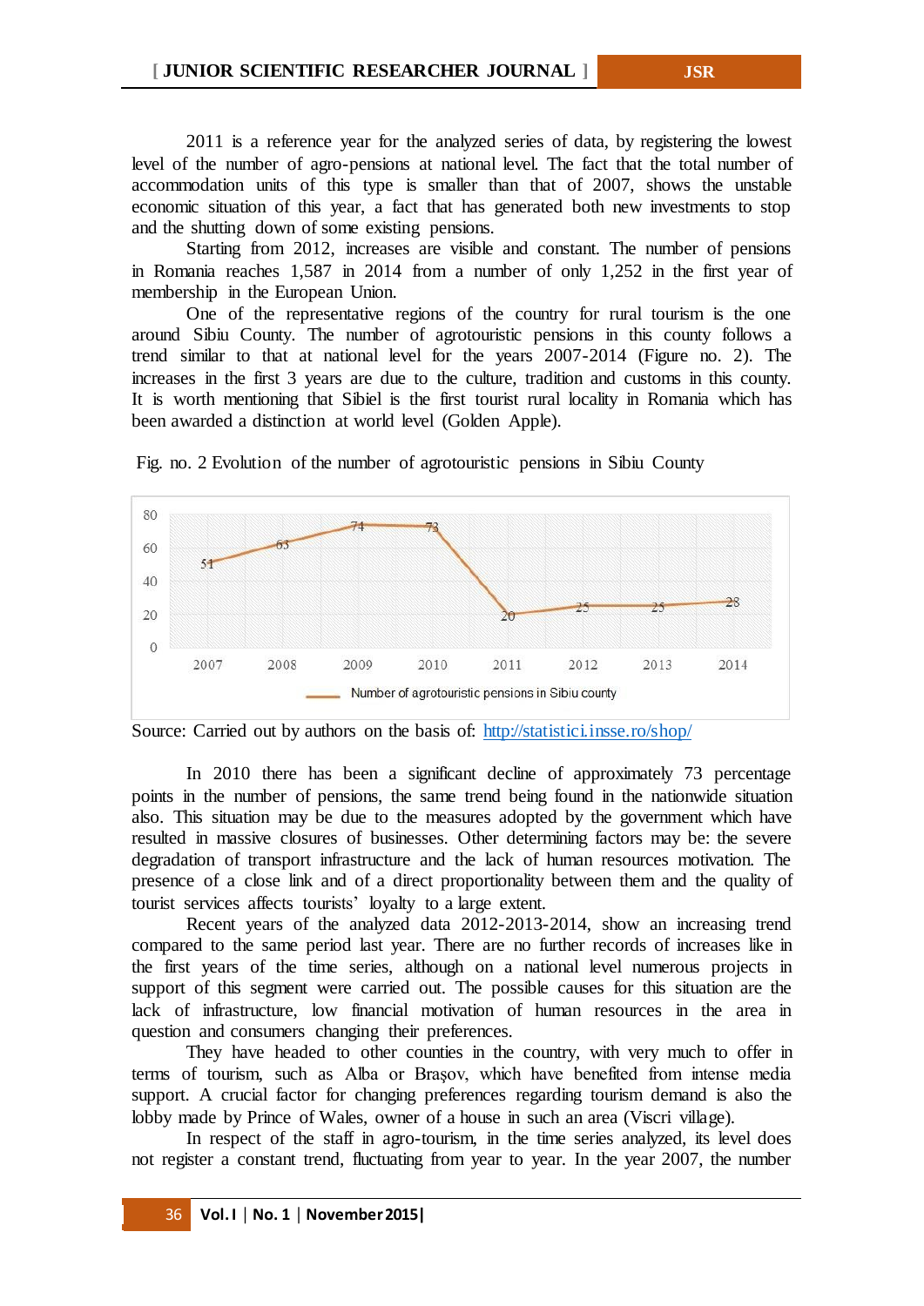2011 is a reference year for the analyzed series of data, by registering the lowest level of the number of agro-pensions at national level. The fact that the total number of accommodation units of this type is smaller than that of 2007, shows the unstable economic situation of this year, a fact that has generated both new investments to stop and the shutting down of some existing pensions.

Starting from 2012, increases are visible and constant. The number of pensions in Romania reaches 1,587 in 2014 from a number of only 1,252 in the first year of membership in the European Union.

One of the representative regions of the country for rural tourism is the one around Sibiu County. The number of agrotouristic pensions in this county follows a trend similar to that at national level for the years 2007-2014 (Figure no. 2). The increases in the first 3 years are due to the culture, tradition and customs in this county. It is worth mentioning that Sibiel is the first tourist rural locality in Romania which has been awarded a distinction at world level (Golden Apple).

Fig. no. 2 Evolution of the number of agrotouristic pensions in Sibiu County

| Year | 2007 | 2008 | 2009 | 2010 | 2011 | 2012 | 2013 | 2014 |
|---|---|---|---|---|---|---|---|---|
| Number of agrotouristic pensions in Sibiu county | 51 | 63 | 74 | 73 | 20 | 25 | 25 | 28 |

Source: Carried out by authors on the basis of: http://statistici.insse.ro/shop/

In 2010 there has been a significant decline of approximately 73 percentage points in the number of pensions, the same trend being found in the nationwide situation also. This situation may be due to the measures adopted by the government which have resulted in massive closures of businesses. Other determining factors may be: the severe degradation of transport infrastructure and the lack of human resources motivation. The presence of a close link and of a direct proportionality between them and the quality of tourist services affects tourists' loyalty to a large extent.

Recent years of the analyzed data 2012-2013-2014, show an increasing trend compared to the same period last year. There are no further records of increases like in the first years of the time series, although on a national level numerous projects in support of this segment were carried out. The possible causes for this situation are the lack of infrastructure, low financial motivation of human resources in the area in question and consumers changing their preferences.

They have headed to other counties in the country, with very much to offer in terms of tourism, such as Alba or Brașov, which have benefited from intense media support. A crucial factor for changing preferences regarding tourism demand is also the lobby made by Prince of Wales, owner of a house in such an area (Viscri village).

In respect of the staff in agro-tourism, in the time series analyzed, its level does not register a constant trend, fluctuating from year to year. In the year 2007, the number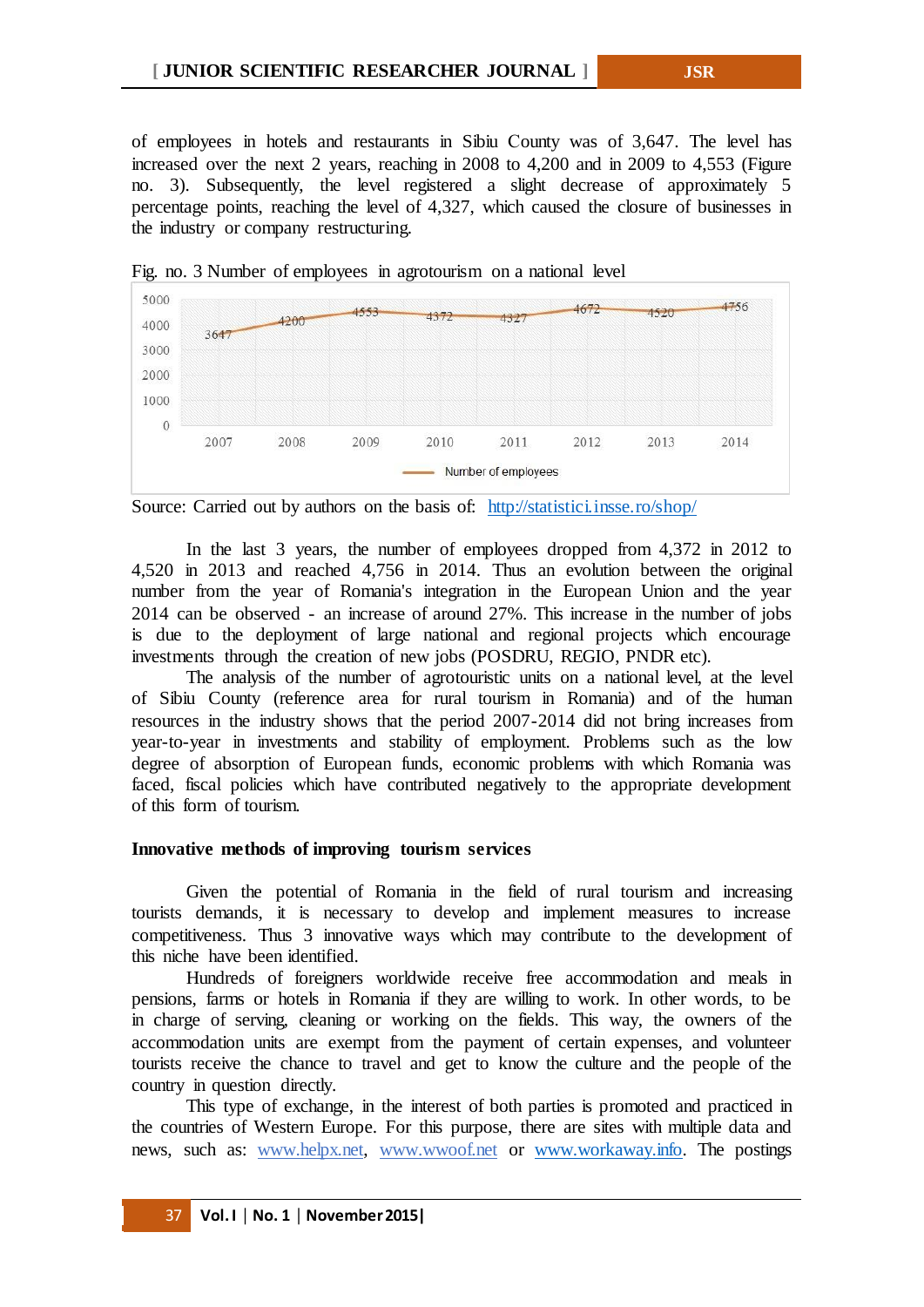of employees in hotels and restaurants in Sibiu County was of 3,647. The level has increased over the next 2 years, reaching in 2008 to 4,200 and in 2009 to 4,553 (Figure no. 3). Subsequently, the level registered a slight decrease of approximately 5 percentage points, reaching the level of 4,327, which caused the closure of businesses in the industry or company restructuring.

Fig. no. 3 Number of employees in agrotourism on a national level

| Year | 2007 | 2008 | 2009 | 2010 | 2011 | 2012 | 2013 | 2014 |
|---|---|---|---|---|---|---|---|---|
| Number of employees | 3647 | 4200 | 4553 | 4372 | 4327 | 4672 | 4520 | 4756 |

Source: Carried out by authors on the basis of: http://statistici.insse.ro/shop/

In the last 3 years, the number of employees dropped from 4,372 in 2012 to 4,520 in 2013 and reached 4,756 in 2014. Thus an evolution between the original number from the year of Romania's integration in the European Union and the year 2014 can be observed - an increase of around 27%. This increase in the number of jobs is due to the deployment of large national and regional projects which encourage investments through the creation of new jobs (POSDRU, REGIO, PNDR etc).

The analysis of the number of agrotouristic units on a national level, at the level of Sibiu County (reference area for rural tourism in Romania) and of the human resources in the industry shows that the period 2007-2014 did not bring increases from year-to-year in investments and stability of employment. Problems such as the low degree of absorption of European funds, economic problems with which Romania was faced, fiscal policies which have contributed negatively to the appropriate development of this form of tourism.

**Innovative methods of improving tourism services**

Given the potential of Romania in the field of rural tourism and increasing tourists demands, it is necessary to develop and implement measures to increase competitiveness. Thus 3 innovative ways which may contribute to the development of this niche have been identified.

Hundreds of foreigners worldwide receive free accommodation and meals in pensions, farms or hotels in Romania if they are willing to work. In other words, to be in charge of serving, cleaning or working on the fields. This way, the owners of the accommodation units are exempt from the payment of certain expenses, and volunteer tourists receive the chance to travel and get to know the culture and the people of the country in question directly.

This type of exchange, in the interest of both parties is promoted and practiced in the countries of Western Europe. For this purpose, there are sites with multiple data and news, such as: www.helpx.net, www.wwoof.net or www.workaway.info. The postings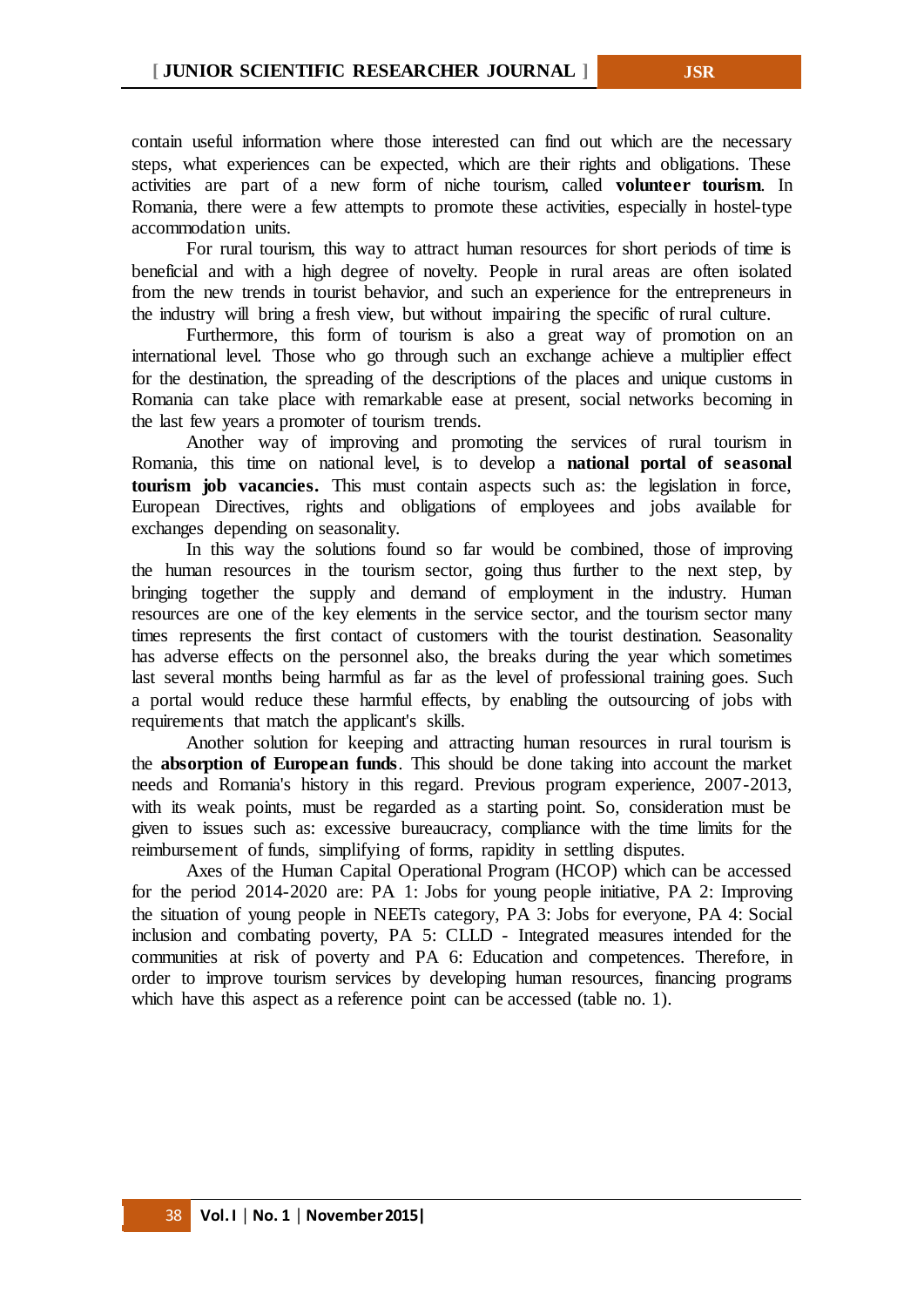contain useful information where those interested can find out which are the necessary steps, what experiences can be expected, which are their rights and obligations. These activities are part of a new form of niche tourism, called **volunteer tourism**. In Romania, there were a few attempts to promote these activities, especially in hostel-type accommodation units.

For rural tourism, this way to attract human resources for short periods of time is beneficial and with a high degree of novelty. People in rural areas are often isolated from the new trends in tourist behavior, and such an experience for the entrepreneurs in the industry will bring a fresh view, but without impairing the specific of rural culture.

Furthermore, this form of tourism is also a great way of promotion on an international level. Those who go through such an exchange achieve a multiplier effect for the destination, the spreading of the descriptions of the places and unique customs in Romania can take place with remarkable ease at present, social networks becoming in the last few years a promoter of tourism trends.

Another way of improving and promoting the services of rural tourism in Romania, this time on national level, is to develop a **national portal of seasonal tourism job vacancies.** This must contain aspects such as: the legislation in force, European Directives, rights and obligations of employees and jobs available for exchanges depending on seasonality.

In this way the solutions found so far would be combined, those of improving the human resources in the tourism sector, going thus further to the next step, by bringing together the supply and demand of employment in the industry. Human resources are one of the key elements in the service sector, and the tourism sector many times represents the first contact of customers with the tourist destination. Seasonality has adverse effects on the personnel also, the breaks during the year which sometimes last several months being harmful as far as the level of professional training goes. Such a portal would reduce these harmful effects, by enabling the outsourcing of jobs with requirements that match the applicant's skills.

Another solution for keeping and attracting human resources in rural tourism is the **absorption of European funds**. This should be done taking into account the market needs and Romania's history in this regard. Previous program experience, 2007-2013, with its weak points, must be regarded as a starting point. So, consideration must be given to issues such as: excessive bureaucracy, compliance with the time limits for the reimbursement of funds, simplifying of forms, rapidity in settling disputes.

Axes of the Human Capital Operational Program (HCOP) which can be accessed for the period 2014-2020 are: PA 1: Jobs for young people initiative, PA 2: Improving the situation of young people in NEETs category, PA 3: Jobs for everyone, PA 4: Social inclusion and combating poverty, PA 5: CLLD - Integrated measures intended for the communities at risk of poverty and PA 6: Education and competences. Therefore, in order to improve tourism services by developing human resources, financing programs which have this aspect as a reference point can be accessed (table no. 1).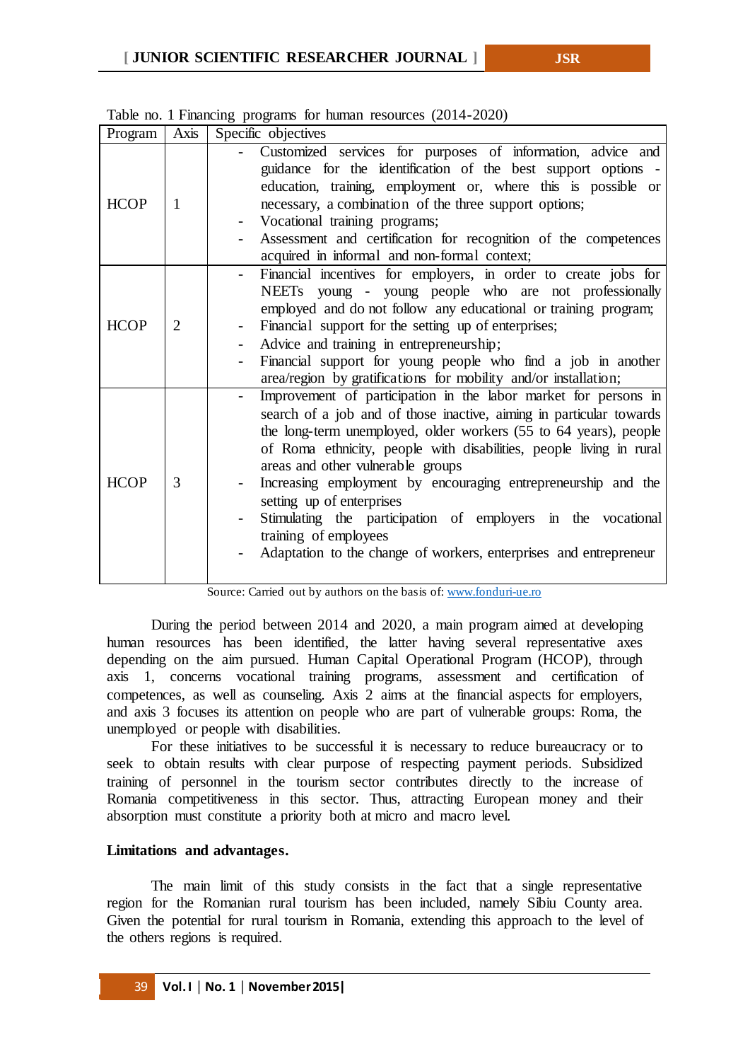Table no. 1 Financing programs for human resources (2014-2020)

| Program | Axis | Specific objectives |
|---|---|---|
| HCOP | 1 | - Customized services for purposes of information, advice and guidance for the identification of the best support options - education, training, employment or, where this is possible or necessary, a combination of the three support options;<br>- Vocational training programs;<br>- Assessment and certification for recognition of the competences acquired in informal and non-formal context; |
| HCOP | 2 | - Financial incentives for employers, in order to create jobs for NEETs young - young people who are not professionally employed and do not follow any educational or training program;<br>- Financial support for the setting up of enterprises;<br>- Advice and training in entrepreneurship;<br>- Financial support for young people who find a job in another area/region by gratifications for mobility and/or installation; |
| HCOP | 3 | - Improvement of participation in the labor market for persons in search of a job and of those inactive, aiming in particular towards the long-term unemployed, older workers (55 to 64 years), people of Roma ethnicity, people with disabilities, people living in rural areas and other vulnerable groups<br>- Increasing employment by encouraging entrepreneurship and the setting up of enterprises<br>- Stimulating the participation of employers in the vocational training of employees<br>- Adaptation to the change of workers, enterprises and entrepreneur |

Source: Carried out by authors on the basis of: www.fonduri-ue.ro

During the period between 2014 and 2020, a main program aimed at developing human resources has been identified, the latter having several representative axes depending on the aim pursued. Human Capital Operational Program (HCOP), through axis 1, concerns vocational training programs, assessment and certification of competences, as well as counseling. Axis 2 aims at the financial aspects for employers, and axis 3 focuses its attention on people who are part of vulnerable groups: Roma, the unemployed or people with disabilities.

For these initiatives to be successful it is necessary to reduce bureaucracy or to seek to obtain results with clear purpose of respecting payment periods. Subsidized training of personnel in the tourism sector contributes directly to the increase of Romania competitiveness in this sector. Thus, attracting European money and their absorption must constitute a priority both at micro and macro level.

**Limitations and advantages.**

The main limit of this study consists in the fact that a single representative region for the Romanian rural tourism has been included, namely Sibiu County area. Given the potential for rural tourism in Romania, extending this approach to the level of the others regions is required.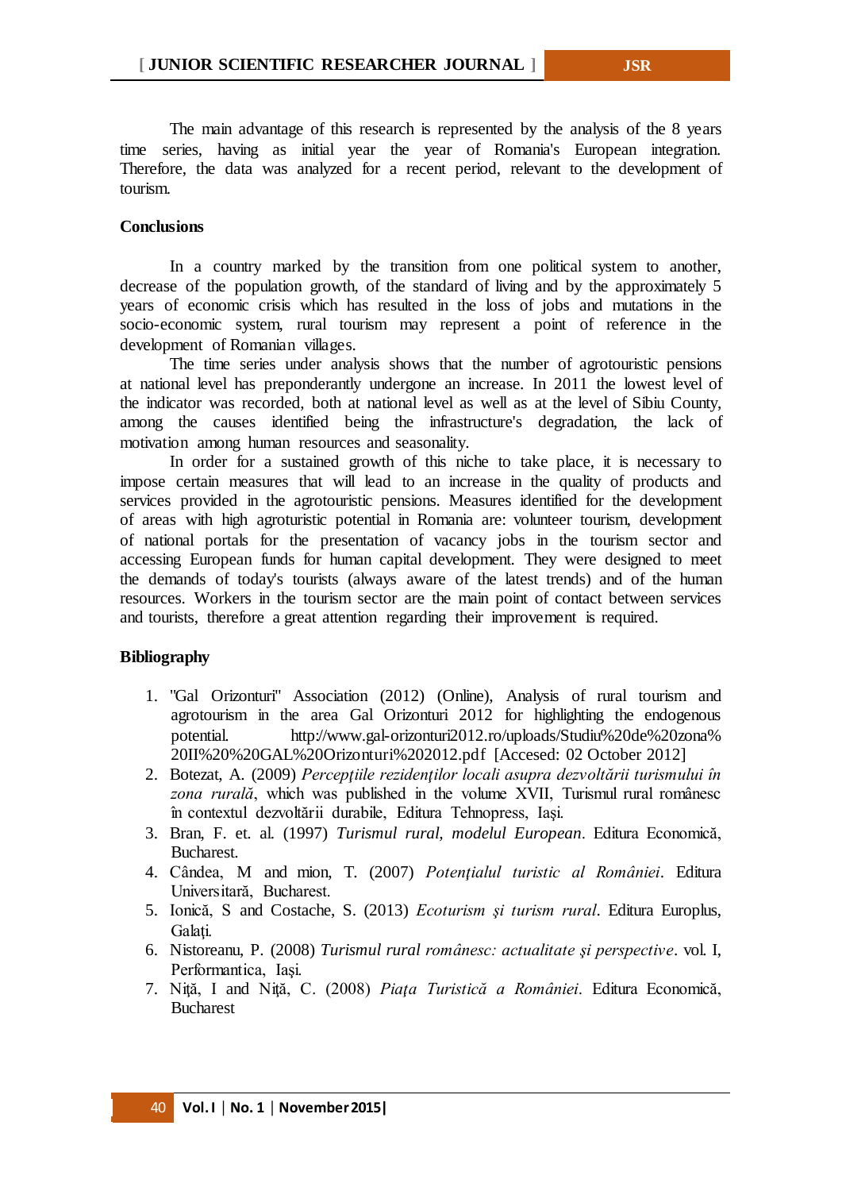The main advantage of this research is represented by the analysis of the 8 years time series, having as initial year the year of Romania's European integration. Therefore, the data was analyzed for a recent period, relevant to the development of tourism.

## Conclusions

In a country marked by the transition from one political system to another, decrease of the population growth, of the standard of living and by the approximately 5 years of economic crisis which has resulted in the loss of jobs and mutations in the socio-economic system, rural tourism may represent a point of reference in the development of Romanian villages.

The time series under analysis shows that the number of agrotouristic pensions at national level has preponderantly undergone an increase. In 2011 the lowest level of the indicator was recorded, both at national level as well as at the level of Sibiu County, among the causes identified being the infrastructure's degradation, the lack of motivation among human resources and seasonality.

In order for a sustained growth of this niche to take place, it is necessary to impose certain measures that will lead to an increase in the quality of products and services provided in the agrotouristic pensions. Measures identified for the development of areas with high agroturistic potential in Romania are: volunteer tourism, development of national portals for the presentation of vacancy jobs in the tourism sector and accessing European funds for human capital development. They were designed to meet the demands of today's tourists (always aware of the latest trends) and of the human resources. Workers in the tourism sector are the main point of contact between services and tourists, therefore a great attention regarding their improvement is required.

## Bibliography

1. "Gal Orizonturi" Association (2012) (Online), Analysis of rural tourism and agrotourism in the area Gal Orizonturi 2012 for highlighting the endogenous potential. http://www.gal-orizonturi2012.ro/uploads/Studiu%20de%20zona%20II%20%20GAL%20Orizonturi%202012.pdf [Accesed: 02 October 2012]
2. Botezat, A. (2009) *Percepţiile rezidenţilor locali asupra dezvoltării turismului în zona rurală*, which was published in the volume XVII, Turismul rural românesc în contextul dezvoltării durabile, Editura Tehnopress, Iaşi.
3. Bran, F. et. al. (1997) *Turismul rural, modelul European*. Editura Economică, Bucharest.
4. Cândea, M and mion, T. (2007) *Potenţialul turistic al României*. Editura Universitară, Bucharest.
5. Ionică, S and Costache, S. (2013) *Ecoturism şi turism rural*. Editura Europlus, Galaţi.
6. Nistoreanu, P. (2008) *Turismul rural românesc: actualitate şi perspective*. vol. I, Performantica, Iaşi.
7. Niţă, I and Niţă, C. (2008) *Piaţa Turistică a României*. Editura Economică, Bucharest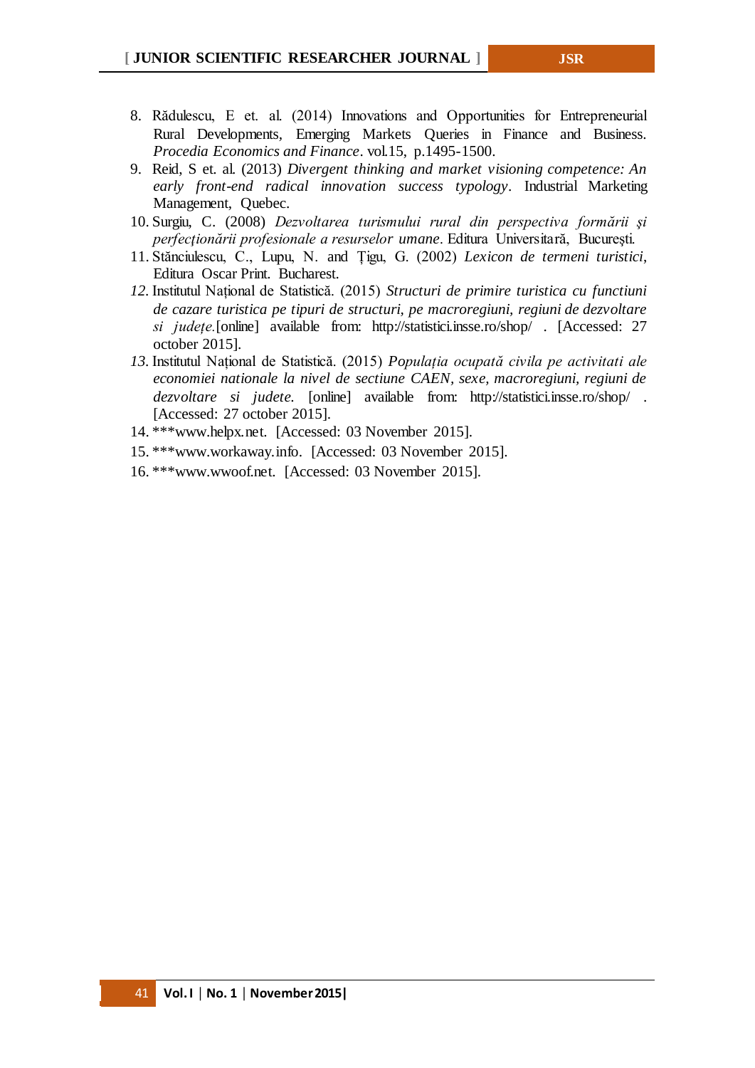8. Rădulescu, E et. al. (2014) Innovations and Opportunities for Entrepreneurial Rural Developments, Emerging Markets Queries in Finance and Business. *Procedia Economics and Finance*. vol.15, p.1495-1500.
9. Reid, S et. al. (2013) *Divergent thinking and market visioning competence: An early front-end radical innovation success typology*. Industrial Marketing Management, Quebec.
10. Surgiu, C. (2008) *Dezvoltarea turismului rural din perspectiva formării şi perfecţionării profesionale a resurselor umane*. Editura Universitară, Bucureşti.
11. Stănciulescu, C., Lupu, N. and Ţigu, G. (2002) *Lexicon de termeni turistici*, Editura Oscar Print. Bucharest.
12. Institutul Național de Statistică. (2015) *Structuri de primire turistica cu functiuni de cazare turistica pe tipuri de structuri, pe macroregiuni, regiuni de dezvoltare si județe.*[online] available from: http://statistici.insse.ro/shop/ . [Accessed: 27 october 2015].
13. Institutul Național de Statistică. (2015) *Populația ocupată civila pe activitati ale economiei nationale la nivel de sectiune CAEN, sexe, macroregiuni, regiuni de dezvoltare si judete.* [online] available from: http://statistici.insse.ro/shop/ . [Accessed: 27 october 2015].
14. ***www.helpx.net. [Accessed: 03 November 2015].
15. ***www.workaway.info. [Accessed: 03 November 2015].
16. ***www.wwoof.net. [Accessed: 03 November 2015].